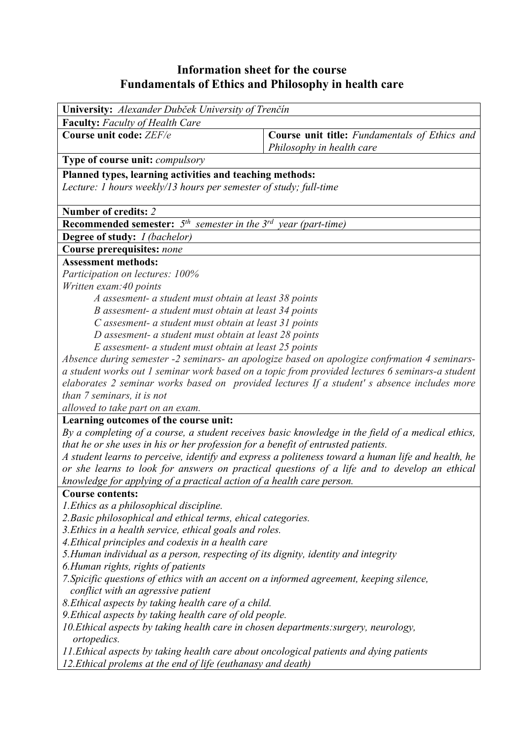# Information sheet for the course
# Fundamentals of Ethics and Philosophy in health care

**University:** *Alexander Dubček University of Trenčín*

**Faculty:** *Faculty of Health Care*

| **Course unit code:** *ZEF/e* | **Course unit title:** *Fundamentals of Ethics and Philosophy in health care* |
|---|---|

**Type of course unit:** *compulsory*

**Planned types, learning activities and teaching methods:**
*Lecture: 1 hours weekly/13 hours per semester of study; full-time*

**Number of credits:** *2*

**Recommended semester:** *5th semester in the 3rd year (part-time)*

**Degree of study:** *I (bachelor)*

**Course prerequisites:** *none*

**Assessment methods:**
*Participation on lectures: 100%*
*Written exam:40 points*

- *A assesment- a student must obtain at least 38 points*
- *B assesment- a student must obtain at least 34 points*
- *C assesment- a student must obtain at least 31 points*
- *D assesment- a student must obtain at least 28 points*
- *E assesment- a student must obtain at least 25 points*

*Absence during semester -2 seminars- an apologize based on apologize confrmation 4 seminars- a student works out 1 seminar work based on a topic from provided lectures 6 seminars-a student elaborates 2 seminar works based on provided lectures If a student' s absence includes more than 7 seminars, it is not allowed to take part on an exam.*

**Learning outcomes of the course unit:**
*By a completing of a course, a student receives basic knowledge in the field of a medical ethics, that he or she uses in his or her profession for a benefit of entrusted patients.*
*A student learns to perceive, identify and express a politeness toward a human life and health, he or she learns to look for answers on practical questions of a life and to develop an ethical knowledge for applying of a practical action of a health care person.*

**Course contents:**
*1.Ethics as a philosophical discipline.*
*2.Basic philosophical and ethical terms, ehical categories.*
*3.Ethics in a health service, ethical goals and roles.*
*4.Ethical principles and codexis in a health care*
*5.Human individual as a person, respecting of its dignity, identity and integrity*
*6.Human rights, rights of patients*
*7.Spicific questions of ethics with an accent on a informed agreement, keeping silence, conflict with an agressive patient*
*8.Ethical aspects by taking health care of a child.*
*9.Ethical aspects by taking health care of old people.*
*10.Ethical aspects by taking health care in chosen departments:surgery, neurology, ortopedics.*
*11.Ethical aspects by taking health care about oncological patients and dying patients*
*12.Ethical prolems at the end of life (euthanasy and death)*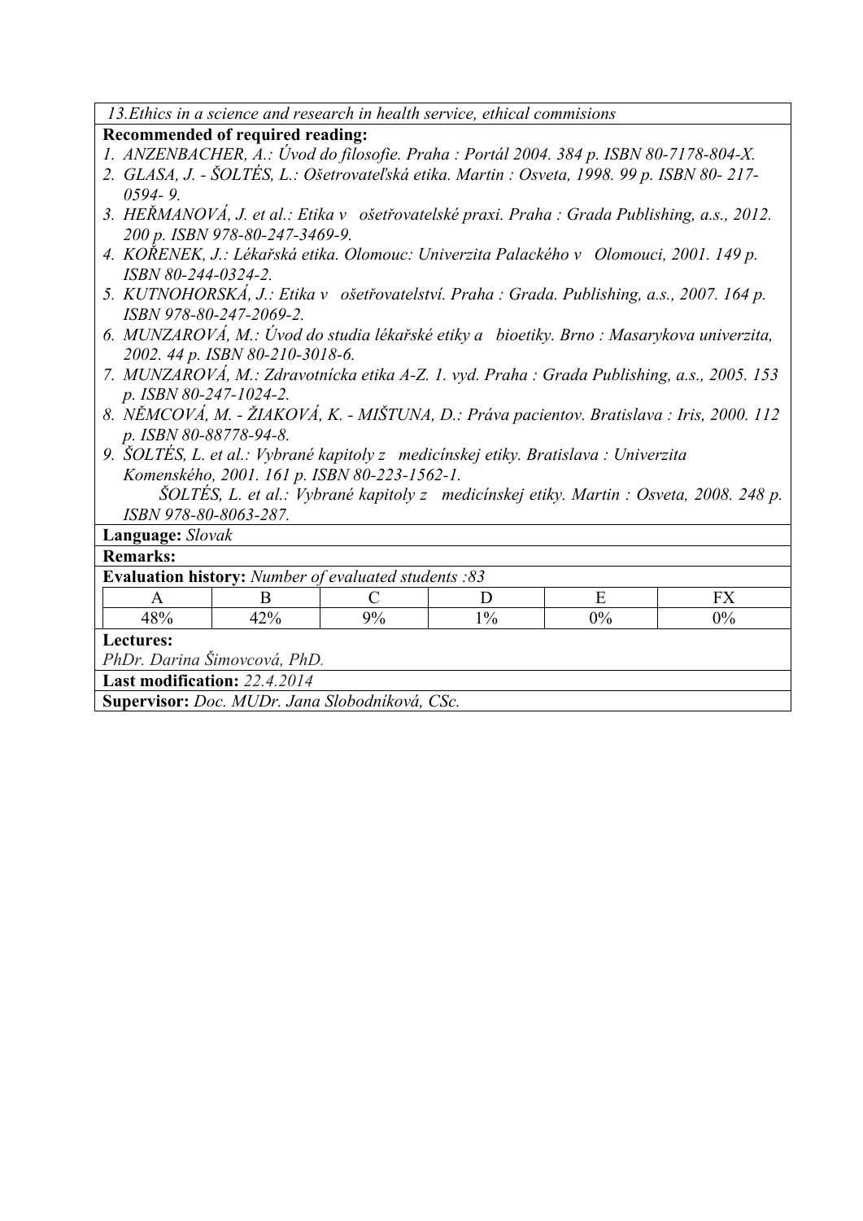*13.Ethics in a science and research in health service, ethical commisions*

**Recommended of required reading:**

1. *ANZENBACHER, A.: Úvod do filosofie. Praha : Portál 2004. 384 p. ISBN 80-7178-804-X.*
2. *GLASA, J. - ŠOLTÉS, L.: Ošetrovateľská etika. Martin : Osveta, 1998. 99 p. ISBN 80- 217-0594- 9.*
3. *HEŘMANOVÁ, J. et al.: Etika v ošetřovatelské praxi. Praha : Grada Publishing, a.s., 2012. 200 p. ISBN 978-80-247-3469-9.*
4. *KOŘENEK, J.: Lékařská etika. Olomouc: Univerzita Palackého v Olomouci, 2001. 149 p. ISBN 80-244-0324-2.*
5. *KUTNOHORSKÁ, J.: Etika v ošetřovatelství. Praha : Grada. Publishing, a.s., 2007. 164 p. ISBN 978-80-247-2069-2.*
6. *MUNZAROVÁ, M.: Úvod do studia lékařské etiky a bioetiky. Brno : Masarykova univerzita, 2002. 44 p. ISBN 80-210-3018-6.*
7. *MUNZAROVÁ, M.: Zdravotnícka etika A-Z. 1. vyd. Praha : Grada Publishing, a.s., 2005. 153 p. ISBN 80-247-1024-2.*
8. *NĚMCOVÁ, M. - ŽIAKOVÁ, K. - MIŠTUNA, D.: Práva pacientov. Bratislava : Iris, 2000. 112 p. ISBN 80-88778-94-8.*
9. *ŠOLTÉS, L. et al.: Vybrané kapitoly z medicínskej etiky. Bratislava : Univerzita Komenského, 2001. 161 p. ISBN 80-223-1562-1.*
   *ŠOLTÉS, L. et al.: Vybrané kapitoly z medicínskej etiky. Martin : Osveta, 2008. 248 p. ISBN 978-80-8063-287.*

**Language:** *Slovak*

**Remarks:**

**Evaluation history:** *Number of evaluated students :83*

| A | B | C | D | E | FX |
|---|---|---|---|---|---|
| 48% | 42% | 9% | 1% | 0% | 0% |

**Lectures:**

*PhDr. Darina Šimovcová, PhD.*

**Last modification:** *22.4.2014*

**Supervisor:** *Doc. MUDr. Jana Slobodníková, CSc.*